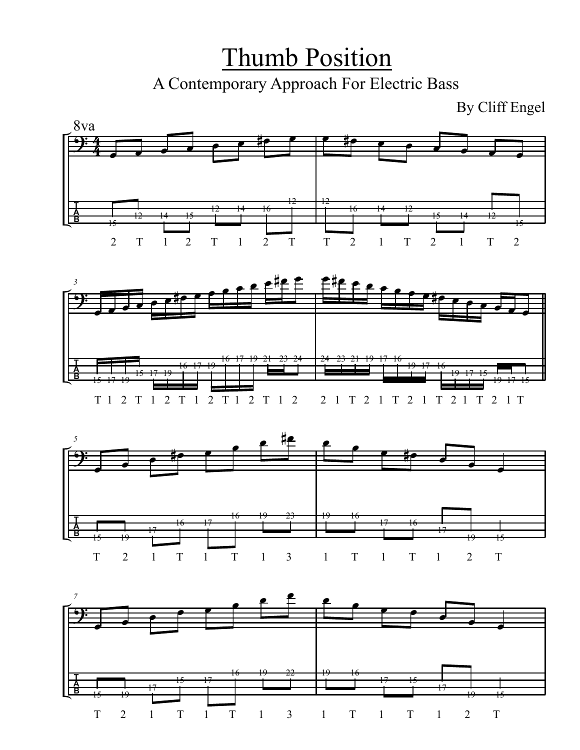# Thumb Position

## A Contemporary Approach For Electric Bass

By Cliff Engel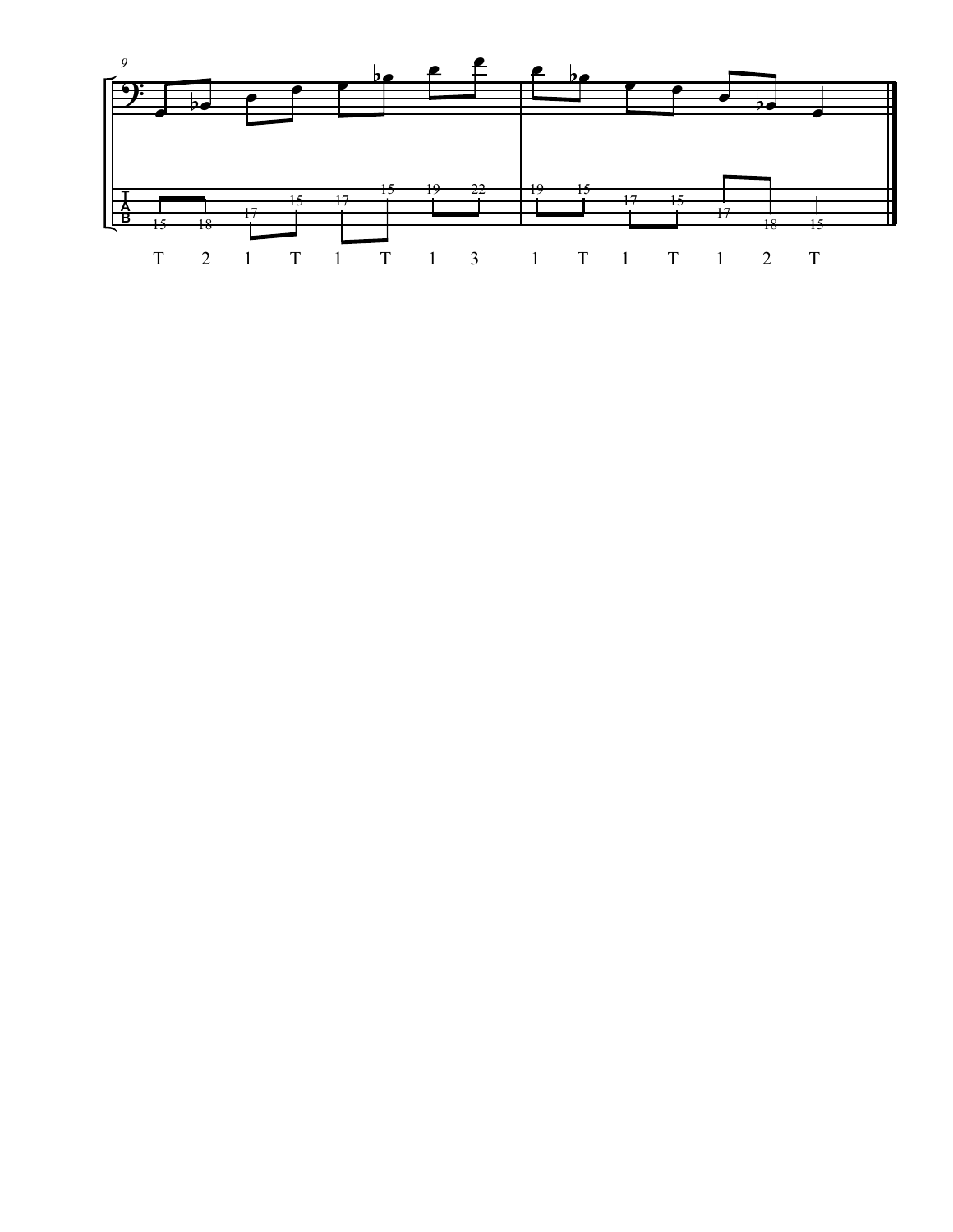T 2 1 T 1 T 1 3 1 T 1 T 1 2 T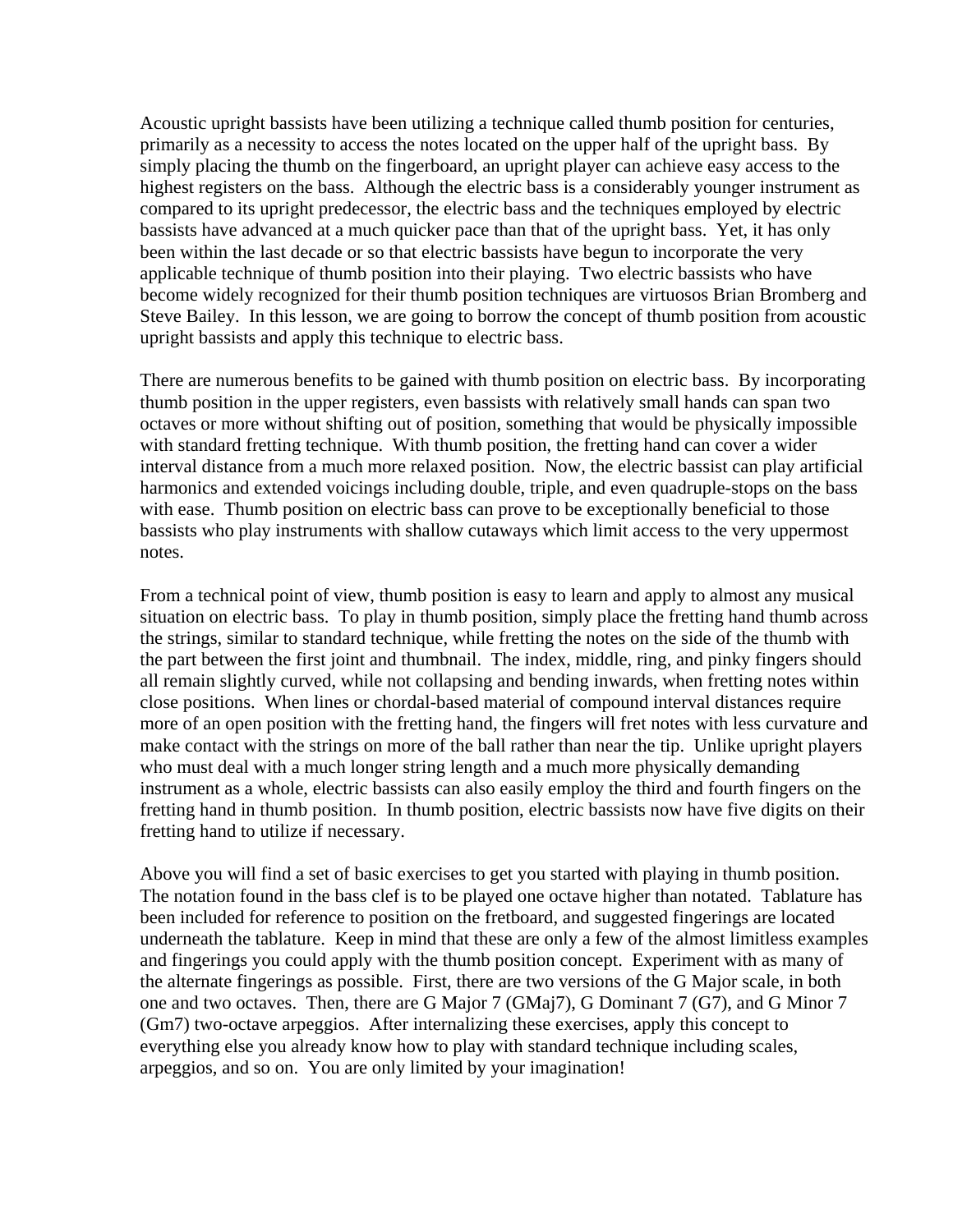Acoustic upright bassists have been utilizing a technique called thumb position for centuries, primarily as a necessity to access the notes located on the upper half of the upright bass. By simply placing the thumb on the fingerboard, an upright player can achieve easy access to the highest registers on the bass. Although the electric bass is a considerably younger instrument as compared to its upright predecessor, the electric bass and the techniques employed by electric bassists have advanced at a much quicker pace than that of the upright bass. Yet, it has only been within the last decade or so that electric bassists have begun to incorporate the very applicable technique of thumb position into their playing. Two electric bassists who have become widely recognized for their thumb position techniques are virtuosos Brian Bromberg and Steve Bailey. In this lesson, we are going to borrow the concept of thumb position from acoustic upright bassists and apply this technique to electric bass.

There are numerous benefits to be gained with thumb position on electric bass. By incorporating thumb position in the upper registers, even bassists with relatively small hands can span two octaves or more without shifting out of position, something that would be physically impossible with standard fretting technique. With thumb position, the fretting hand can cover a wider interval distance from a much more relaxed position. Now, the electric bassist can play artificial harmonics and extended voicings including double, triple, and even quadruple-stops on the bass with ease. Thumb position on electric bass can prove to be exceptionally beneficial to those bassists who play instruments with shallow cutaways which limit access to the very uppermost notes.

From a technical point of view, thumb position is easy to learn and apply to almost any musical situation on electric bass. To play in thumb position, simply place the fretting hand thumb across the strings, similar to standard technique, while fretting the notes on the side of the thumb with the part between the first joint and thumbnail. The index, middle, ring, and pinky fingers should all remain slightly curved, while not collapsing and bending inwards, when fretting notes within close positions. When lines or chordal-based material of compound interval distances require more of an open position with the fretting hand, the fingers will fret notes with less curvature and make contact with the strings on more of the ball rather than near the tip. Unlike upright players who must deal with a much longer string length and a much more physically demanding instrument as a whole, electric bassists can also easily employ the third and fourth fingers on the fretting hand in thumb position. In thumb position, electric bassists now have five digits on their fretting hand to utilize if necessary.

Above you will find a set of basic exercises to get you started with playing in thumb position. The notation found in the bass clef is to be played one octave higher than notated. Tablature has been included for reference to position on the fretboard, and suggested fingerings are located underneath the tablature. Keep in mind that these are only a few of the almost limitless examples and fingerings you could apply with the thumb position concept. Experiment with as many of the alternate fingerings as possible. First, there are two versions of the G Major scale, in both one and two octaves. Then, there are G Major 7 (GMaj7), G Dominant 7 (G7), and G Minor 7 (Gm7) two-octave arpeggios. After internalizing these exercises, apply this concept to everything else you already know how to play with standard technique including scales, arpeggios, and so on. You are only limited by your imagination!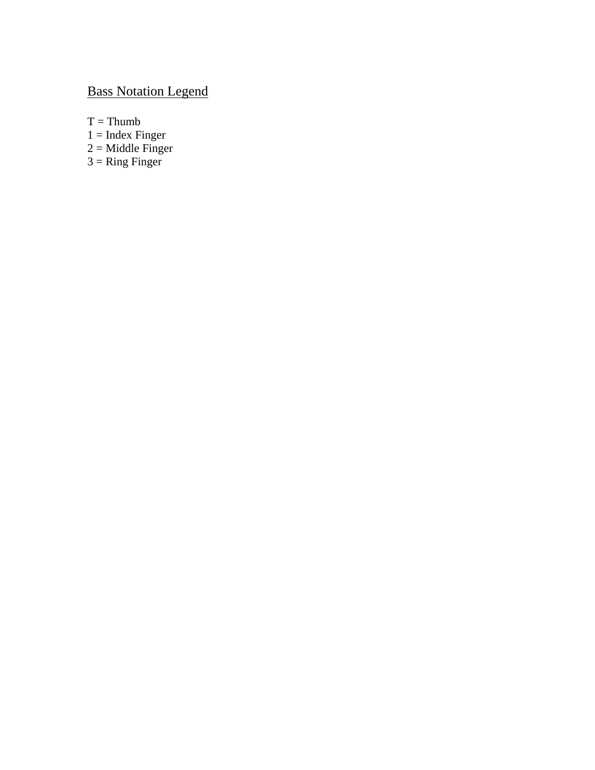## Bass Notation Legend

T = Thumb
1 = Index Finger
2 = Middle Finger
3 = Ring Finger